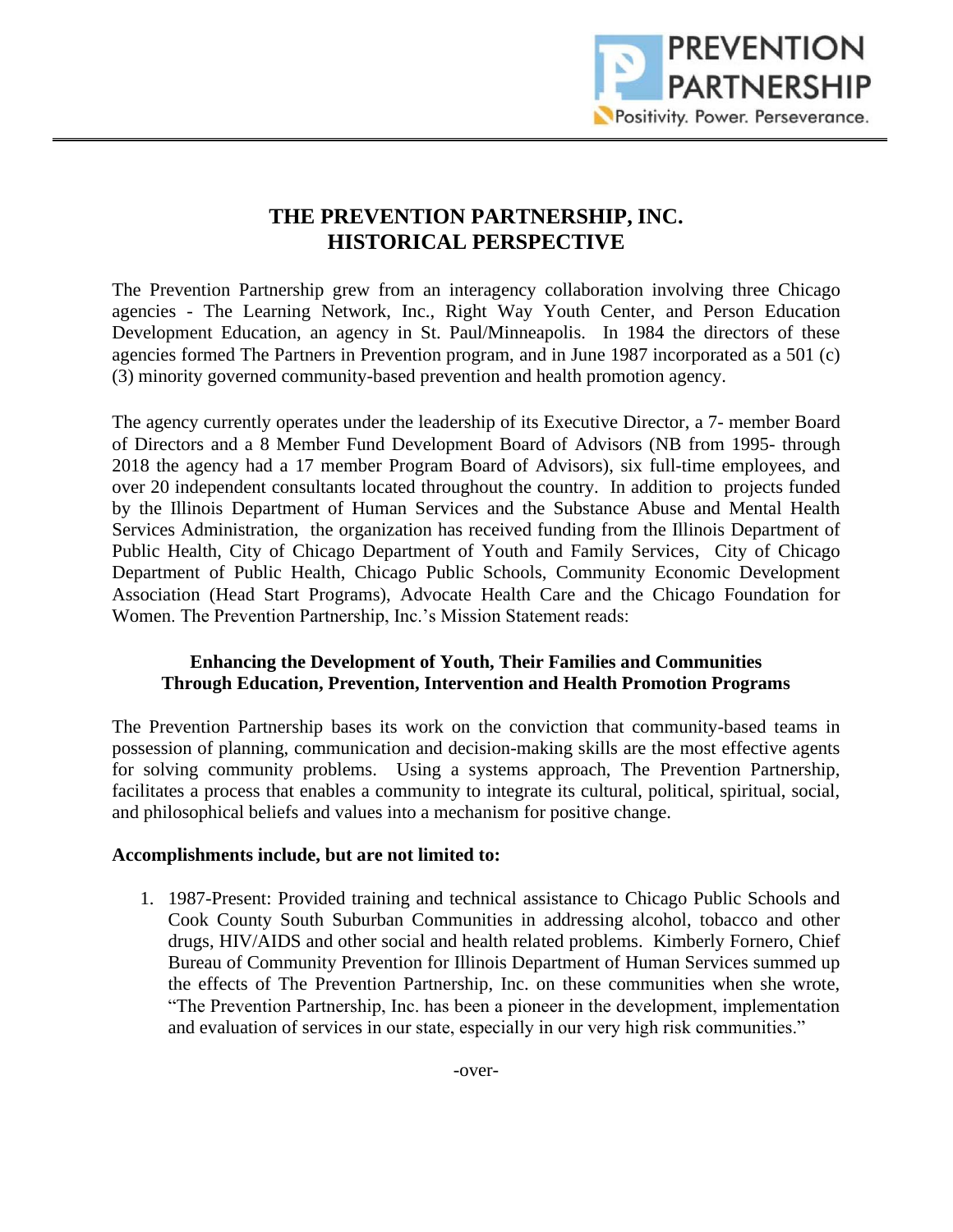PREVENTION PARTNERSHIP

Positivity. Power. Perseverance.

# THE PREVENTION PARTNERSHIP, INC.
# HISTORICAL PERSPECTIVE

The Prevention Partnership grew from an interagency collaboration involving three Chicago agencies - The Learning Network, Inc., Right Way Youth Center, and Person Education Development Education, an agency in St. Paul/Minneapolis. In 1984 the directors of these agencies formed The Partners in Prevention program, and in June 1987 incorporated as a 501 (c) (3) minority governed community-based prevention and health promotion agency.

The agency currently operates under the leadership of its Executive Director, a 7- member Board of Directors and a 8 Member Fund Development Board of Advisors (NB from 1995- through 2018 the agency had a 17 member Program Board of Advisors), six full-time employees, and over 20 independent consultants located throughout the country. In addition to projects funded by the Illinois Department of Human Services and the Substance Abuse and Mental Health Services Administration, the organization has received funding from the Illinois Department of Public Health, City of Chicago Department of Youth and Family Services, City of Chicago Department of Public Health, Chicago Public Schools, Community Economic Development Association (Head Start Programs), Advocate Health Care and the Chicago Foundation for Women. The Prevention Partnership, Inc.'s Mission Statement reads:

**Enhancing the Development of Youth, Their Families and Communities Through Education, Prevention, Intervention and Health Promotion Programs**

The Prevention Partnership bases its work on the conviction that community-based teams in possession of planning, communication and decision-making skills are the most effective agents for solving community problems. Using a systems approach, The Prevention Partnership, facilitates a process that enables a community to integrate its cultural, political, spiritual, social, and philosophical beliefs and values into a mechanism for positive change.

**Accomplishments include, but are not limited to:**

1. 1987-Present: Provided training and technical assistance to Chicago Public Schools and Cook County South Suburban Communities in addressing alcohol, tobacco and other drugs, HIV/AIDS and other social and health related problems. Kimberly Fornero, Chief Bureau of Community Prevention for Illinois Department of Human Services summed up the effects of The Prevention Partnership, Inc. on these communities when she wrote, "The Prevention Partnership, Inc. has been a pioneer in the development, implementation and evaluation of services in our state, especially in our very high risk communities."

-over-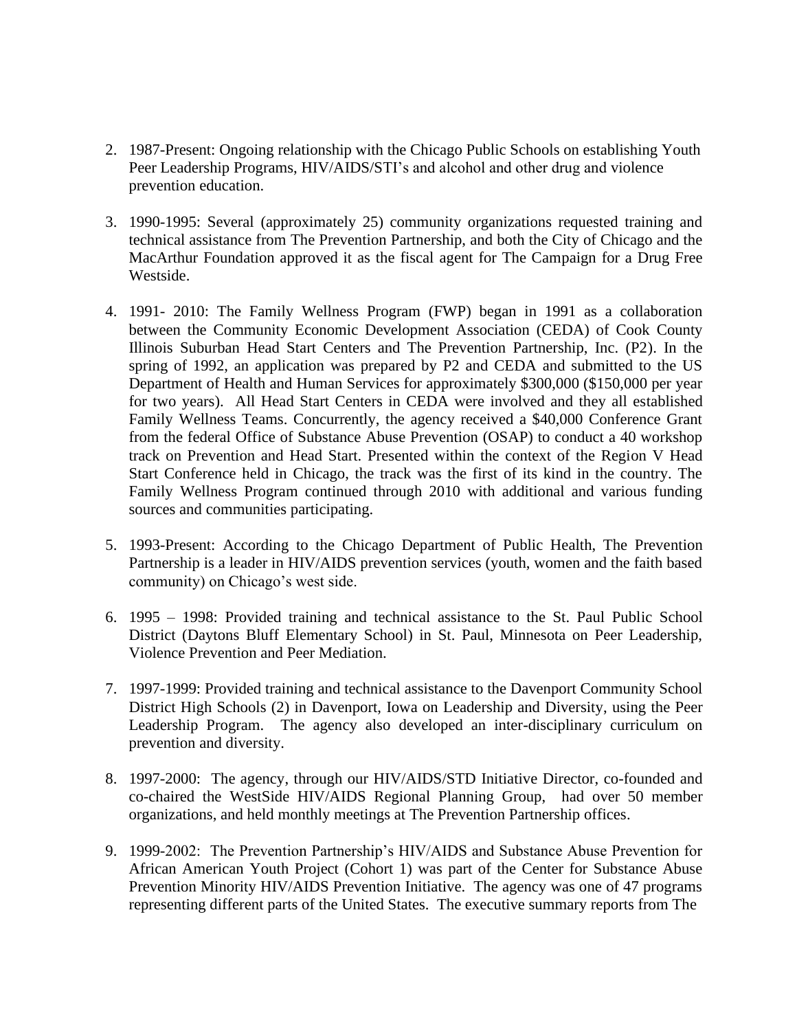2. 1987-Present: Ongoing relationship with the Chicago Public Schools on establishing Youth Peer Leadership Programs, HIV/AIDS/STI's and alcohol and other drug and violence prevention education.

3. 1990-1995: Several (approximately 25) community organizations requested training and technical assistance from The Prevention Partnership, and both the City of Chicago and the MacArthur Foundation approved it as the fiscal agent for The Campaign for a Drug Free Westside.

4. 1991- 2010: The Family Wellness Program (FWP) began in 1991 as a collaboration between the Community Economic Development Association (CEDA) of Cook County Illinois Suburban Head Start Centers and The Prevention Partnership, Inc. (P2). In the spring of 1992, an application was prepared by P2 and CEDA and submitted to the US Department of Health and Human Services for approximately $300,000 ($150,000 per year for two years). All Head Start Centers in CEDA were involved and they all established Family Wellness Teams. Concurrently, the agency received a $40,000 Conference Grant from the federal Office of Substance Abuse Prevention (OSAP) to conduct a 40 workshop track on Prevention and Head Start. Presented within the context of the Region V Head Start Conference held in Chicago, the track was the first of its kind in the country. The Family Wellness Program continued through 2010 with additional and various funding sources and communities participating.

5. 1993-Present: According to the Chicago Department of Public Health, The Prevention Partnership is a leader in HIV/AIDS prevention services (youth, women and the faith based community) on Chicago's west side.

6. 1995 – 1998: Provided training and technical assistance to the St. Paul Public School District (Daytons Bluff Elementary School) in St. Paul, Minnesota on Peer Leadership, Violence Prevention and Peer Mediation.

7. 1997-1999: Provided training and technical assistance to the Davenport Community School District High Schools (2) in Davenport, Iowa on Leadership and Diversity, using the Peer Leadership Program. The agency also developed an inter-disciplinary curriculum on prevention and diversity.

8. 1997-2000: The agency, through our HIV/AIDS/STD Initiative Director, co-founded and co-chaired the WestSide HIV/AIDS Regional Planning Group, had over 50 member organizations, and held monthly meetings at The Prevention Partnership offices.

9. 1999-2002: The Prevention Partnership's HIV/AIDS and Substance Abuse Prevention for African American Youth Project (Cohort 1) was part of the Center for Substance Abuse Prevention Minority HIV/AIDS Prevention Initiative. The agency was one of 47 programs representing different parts of the United States. The executive summary reports from The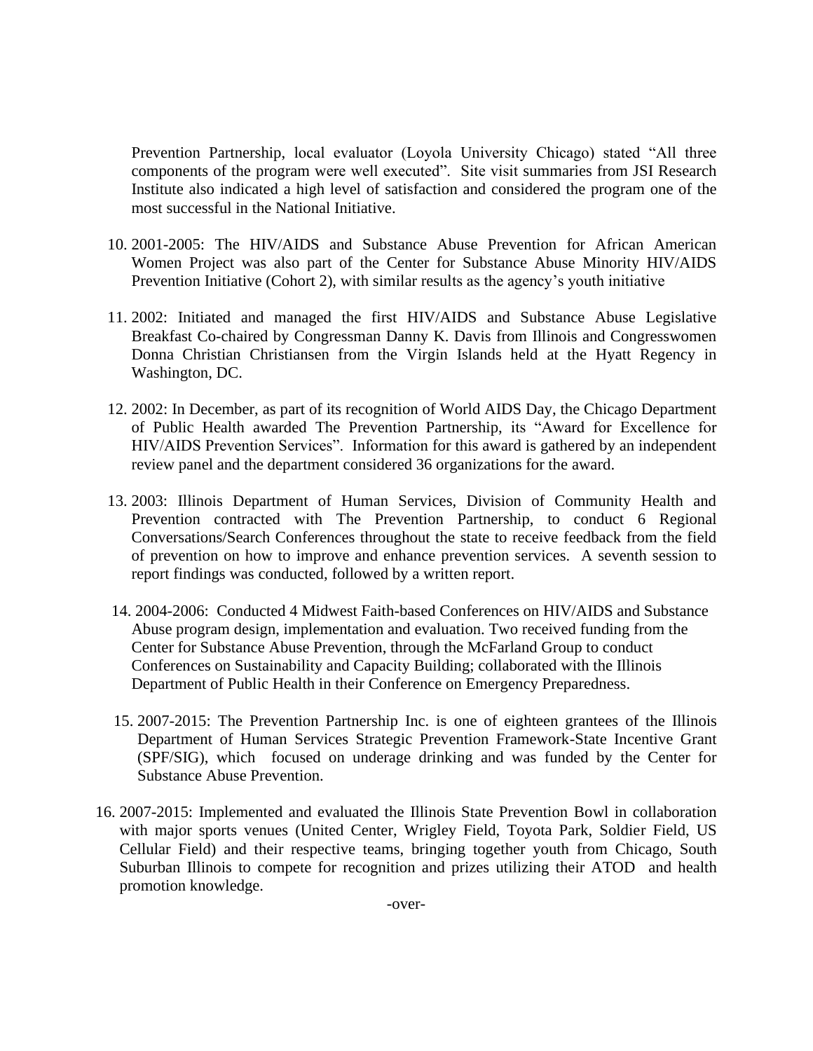Prevention Partnership, local evaluator (Loyola University Chicago) stated "All three components of the program were well executed". Site visit summaries from JSI Research Institute also indicated a high level of satisfaction and considered the program one of the most successful in the National Initiative.

10. 2001-2005: The HIV/AIDS and Substance Abuse Prevention for African American Women Project was also part of the Center for Substance Abuse Minority HIV/AIDS Prevention Initiative (Cohort 2), with similar results as the agency's youth initiative

11. 2002: Initiated and managed the first HIV/AIDS and Substance Abuse Legislative Breakfast Co-chaired by Congressman Danny K. Davis from Illinois and Congresswomen Donna Christian Christiansen from the Virgin Islands held at the Hyatt Regency in Washington, DC.

12. 2002: In December, as part of its recognition of World AIDS Day, the Chicago Department of Public Health awarded The Prevention Partnership, its "Award for Excellence for HIV/AIDS Prevention Services". Information for this award is gathered by an independent review panel and the department considered 36 organizations for the award.

13. 2003: Illinois Department of Human Services, Division of Community Health and Prevention contracted with The Prevention Partnership, to conduct 6 Regional Conversations/Search Conferences throughout the state to receive feedback from the field of prevention on how to improve and enhance prevention services. A seventh session to report findings was conducted, followed by a written report.

14. 2004-2006: Conducted 4 Midwest Faith-based Conferences on HIV/AIDS and Substance Abuse program design, implementation and evaluation. Two received funding from the Center for Substance Abuse Prevention, through the McFarland Group to conduct Conferences on Sustainability and Capacity Building; collaborated with the Illinois Department of Public Health in their Conference on Emergency Preparedness.

15. 2007-2015: The Prevention Partnership Inc. is one of eighteen grantees of the Illinois Department of Human Services Strategic Prevention Framework-State Incentive Grant (SPF/SIG), which focused on underage drinking and was funded by the Center for Substance Abuse Prevention.

16. 2007-2015: Implemented and evaluated the Illinois State Prevention Bowl in collaboration with major sports venues (United Center, Wrigley Field, Toyota Park, Soldier Field, US Cellular Field) and their respective teams, bringing together youth from Chicago, South Suburban Illinois to compete for recognition and prizes utilizing their ATOD and health promotion knowledge.

-over-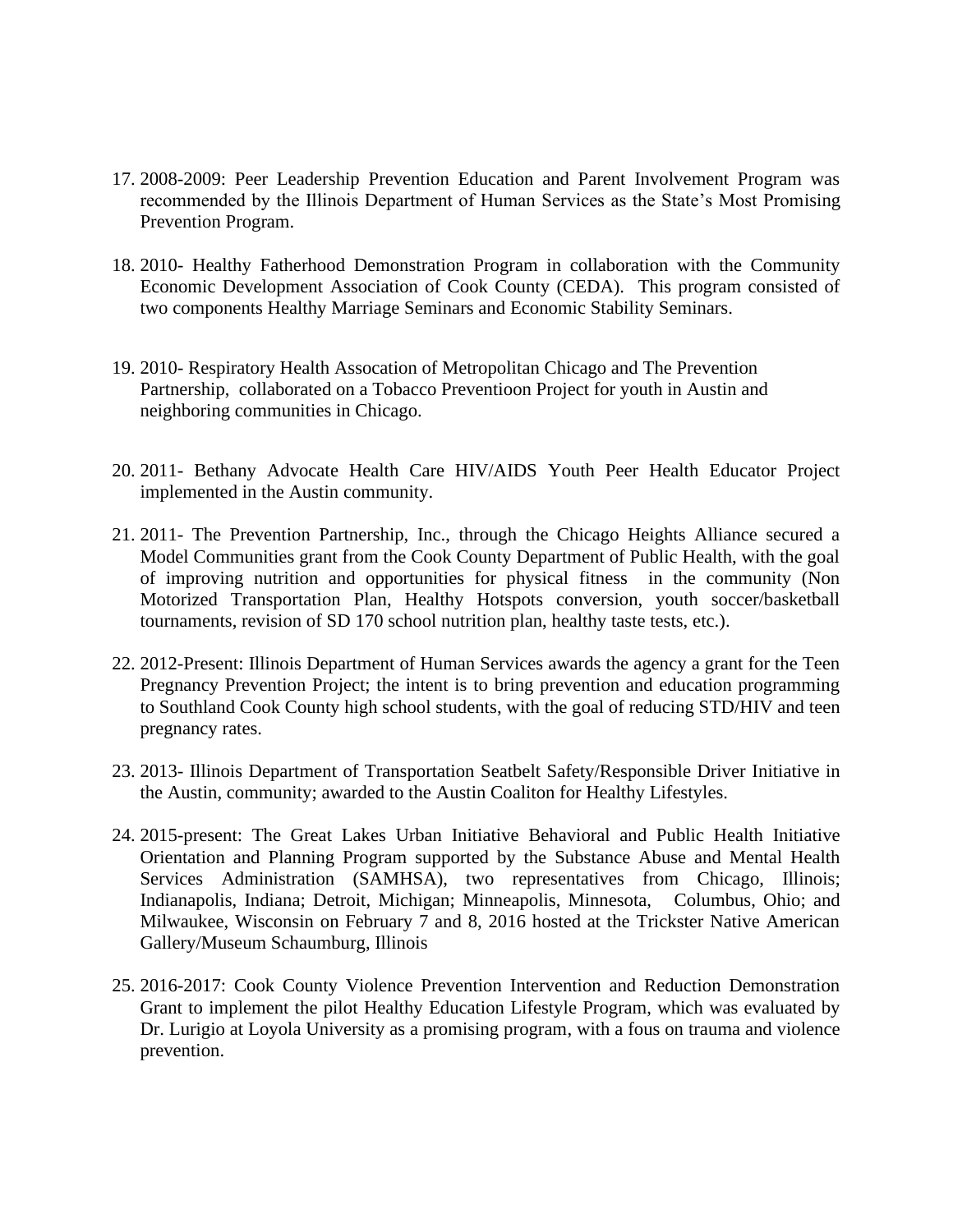17. 2008-2009: Peer Leadership Prevention Education and Parent Involvement Program was recommended by the Illinois Department of Human Services as the State's Most Promising Prevention Program.

18. 2010- Healthy Fatherhood Demonstration Program in collaboration with the Community Economic Development Association of Cook County (CEDA). This program consisted of two components Healthy Marriage Seminars and Economic Stability Seminars.

19. 2010- Respiratory Health Assocation of Metropolitan Chicago and The Prevention Partnership, collaborated on a Tobacco Preventioon Project for youth in Austin and neighboring communities in Chicago.

20. 2011- Bethany Advocate Health Care HIV/AIDS Youth Peer Health Educator Project implemented in the Austin community.

21. 2011- The Prevention Partnership, Inc., through the Chicago Heights Alliance secured a Model Communities grant from the Cook County Department of Public Health, with the goal of improving nutrition and opportunities for physical fitness in the community (Non Motorized Transportation Plan, Healthy Hotspots conversion, youth soccer/basketball tournaments, revision of SD 170 school nutrition plan, healthy taste tests, etc.).

22. 2012-Present: Illinois Department of Human Services awards the agency a grant for the Teen Pregnancy Prevention Project; the intent is to bring prevention and education programming to Southland Cook County high school students, with the goal of reducing STD/HIV and teen pregnancy rates.

23. 2013- Illinois Department of Transportation Seatbelt Safety/Responsible Driver Initiative in the Austin, community; awarded to the Austin Coaliton for Healthy Lifestyles.

24. 2015-present: The Great Lakes Urban Initiative Behavioral and Public Health Initiative Orientation and Planning Program supported by the Substance Abuse and Mental Health Services Administration (SAMHSA), two representatives from Chicago, Illinois; Indianapolis, Indiana; Detroit, Michigan; Minneapolis, Minnesota, Columbus, Ohio; and Milwaukee, Wisconsin on February 7 and 8, 2016 hosted at the Trickster Native American Gallery/Museum Schaumburg, Illinois

25. 2016-2017: Cook County Violence Prevention Intervention and Reduction Demonstration Grant to implement the pilot Healthy Education Lifestyle Program, which was evaluated by Dr. Lurigio at Loyola University as a promising program, with a fous on trauma and violence prevention.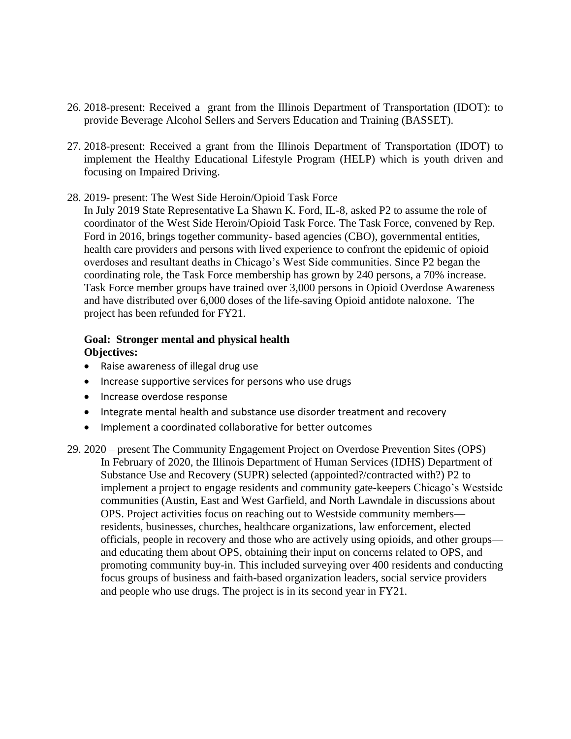26. 2018-present: Received a grant from the Illinois Department of Transportation (IDOT): to provide Beverage Alcohol Sellers and Servers Education and Training (BASSET).

27. 2018-present: Received a grant from the Illinois Department of Transportation (IDOT) to implement the Healthy Educational Lifestyle Program (HELP) which is youth driven and focusing on Impaired Driving.

28. 2019- present: The West Side Heroin/Opioid Task Force
    In July 2019 State Representative La Shawn K. Ford, IL-8, asked P2 to assume the role of coordinator of the West Side Heroin/Opioid Task Force. The Task Force, convened by Rep. Ford in 2016, brings together community- based agencies (CBO), governmental entities, health care providers and persons with lived experience to confront the epidemic of opioid overdoses and resultant deaths in Chicago's West Side communities. Since P2 began the coordinating role, the Task Force membership has grown by 240 persons, a 70% increase. Task Force member groups have trained over 3,000 persons in Opioid Overdose Awareness and have distributed over 6,000 doses of the life-saving Opioid antidote naloxone. The project has been refunded for FY21.

**Goal: Stronger mental and physical health**
**Objectives:**

- Raise awareness of illegal drug use
- Increase supportive services for persons who use drugs
- Increase overdose response
- Integrate mental health and substance use disorder treatment and recovery
- Implement a coordinated collaborative for better outcomes

29. 2020 – present The Community Engagement Project on Overdose Prevention Sites (OPS)
    In February of 2020, the Illinois Department of Human Services (IDHS) Department of Substance Use and Recovery (SUPR) selected (appointed?/contracted with?) P2 to implement a project to engage residents and community gate-keepers Chicago's Westside communities (Austin, East and West Garfield, and North Lawndale in discussions about OPS. Project activities focus on reaching out to Westside community members—residents, businesses, churches, healthcare organizations, law enforcement, elected officials, people in recovery and those who are actively using opioids, and other groups—and educating them about OPS, obtaining their input on concerns related to OPS, and promoting community buy-in. This included surveying over 400 residents and conducting focus groups of business and faith-based organization leaders, social service providers and people who use drugs. The project is in its second year in FY21.